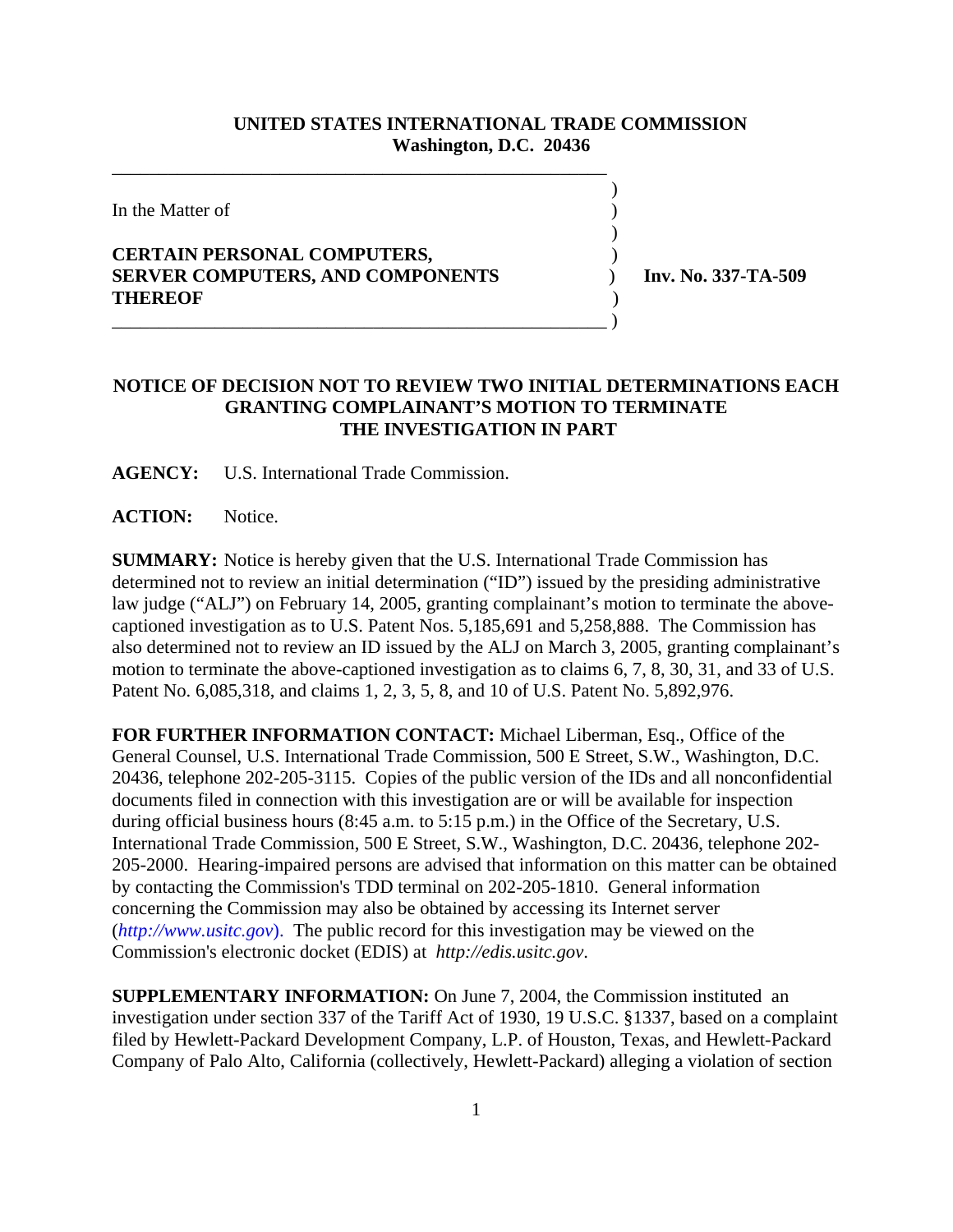**UNITED STATES INTERNATIONAL TRADE COMMISSION**
**Washington, D.C. 20436**

In the Matter of

**CERTAIN PERSONAL COMPUTERS, SERVER COMPUTERS, AND COMPONENTS THEREOF**

**Inv. No. 337-TA-509**

## NOTICE OF DECISION NOT TO REVIEW TWO INITIAL DETERMINATIONS EACH GRANTING COMPLAINANT'S MOTION TO TERMINATE THE INVESTIGATION IN PART

**AGENCY:** U.S. International Trade Commission.

**ACTION:** Notice.

**SUMMARY:** Notice is hereby given that the U.S. International Trade Commission has determined not to review an initial determination ("ID") issued by the presiding administrative law judge ("ALJ") on February 14, 2005, granting complainant's motion to terminate the above-captioned investigation as to U.S. Patent Nos. 5,185,691 and 5,258,888. The Commission has also determined not to review an ID issued by the ALJ on March 3, 2005, granting complainant's motion to terminate the above-captioned investigation as to claims 6, 7, 8, 30, 31, and 33 of U.S. Patent No. 6,085,318, and claims 1, 2, 3, 5, 8, and 10 of U.S. Patent No. 5,892,976.

**FOR FURTHER INFORMATION CONTACT:** Michael Liberman, Esq., Office of the General Counsel, U.S. International Trade Commission, 500 E Street, S.W., Washington, D.C. 20436, telephone 202-205-3115. Copies of the public version of the IDs and all nonconfidential documents filed in connection with this investigation are or will be available for inspection during official business hours (8:45 a.m. to 5:15 p.m.) in the Office of the Secretary, U.S. International Trade Commission, 500 E Street, S.W., Washington, D.C. 20436, telephone 202-205-2000. Hearing-impaired persons are advised that information on this matter can be obtained by contacting the Commission's TDD terminal on 202-205-1810. General information concerning the Commission may also be obtained by accessing its Internet server (*http://www.usitc.gov*). The public record for this investigation may be viewed on the Commission's electronic docket (EDIS) at *http://edis.usitc.gov*.

**SUPPLEMENTARY INFORMATION:** On June 7, 2004, the Commission instituted an investigation under section 337 of the Tariff Act of 1930, 19 U.S.C. §1337, based on a complaint filed by Hewlett-Packard Development Company, L.P. of Houston, Texas, and Hewlett-Packard Company of Palo Alto, California (collectively, Hewlett-Packard) alleging a violation of section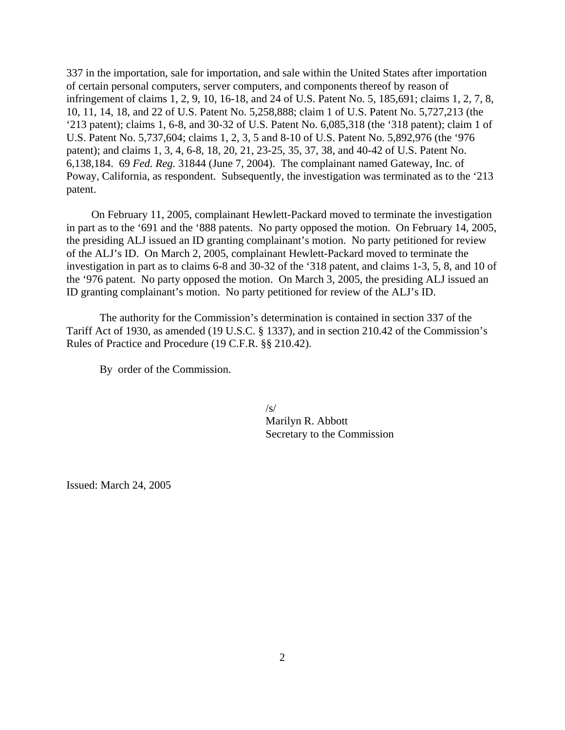337 in the importation, sale for importation, and sale within the United States after importation of certain personal computers, server computers, and components thereof by reason of infringement of claims 1, 2, 9, 10, 16-18, and 24 of U.S. Patent No. 5, 185,691; claims 1, 2, 7, 8, 10, 11, 14, 18, and 22 of U.S. Patent No. 5,258,888; claim 1 of U.S. Patent No. 5,727,213 (the '213 patent); claims 1, 6-8, and 30-32 of U.S. Patent No. 6,085,318 (the '318 patent); claim 1 of U.S. Patent No. 5,737,604; claims 1, 2, 3, 5 and 8-10 of U.S. Patent No. 5,892,976 (the '976 patent); and claims 1, 3, 4, 6-8, 18, 20, 21, 23-25, 35, 37, 38, and 40-42 of U.S. Patent No. 6,138,184. 69 *Fed. Reg.* 31844 (June 7, 2004). The complainant named Gateway, Inc. of Poway, California, as respondent. Subsequently, the investigation was terminated as to the '213 patent.

On February 11, 2005, complainant Hewlett-Packard moved to terminate the investigation in part as to the '691 and the '888 patents. No party opposed the motion. On February 14, 2005, the presiding ALJ issued an ID granting complainant's motion. No party petitioned for review of the ALJ's ID. On March 2, 2005, complainant Hewlett-Packard moved to terminate the investigation in part as to claims 6-8 and 30-32 of the '318 patent, and claims 1-3, 5, 8, and 10 of the '976 patent. No party opposed the motion. On March 3, 2005, the presiding ALJ issued an ID granting complainant's motion. No party petitioned for review of the ALJ's ID.

The authority for the Commission's determination is contained in section 337 of the Tariff Act of 1930, as amended (19 U.S.C. § 1337), and in section 210.42 of the Commission's Rules of Practice and Procedure (19 C.F.R. §§ 210.42).

By order of the Commission.

/s/
Marilyn R. Abbott
Secretary to the Commission

Issued: March 24, 2005